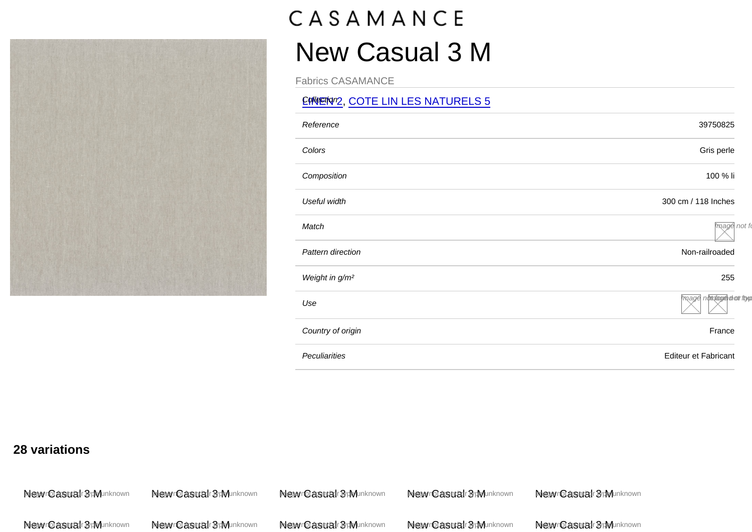CASAMANCE

# New Casual 3 M

Fabrics CASAMANCE

| | |
|---|---|
| *Collection* | LINEN 2, COTE LIN LES NATURELS 5 |
| *Reference* | 39750825 |
| *Colors* | Gris perle |
| *Composition* | 100 % li |
| *Useful width* | 300 cm / 118 Inches |
| *Match* | Image not fo |
| *Pattern direction* | Non-railroaded |
| *Weight in g/m²* | 255 |
| *Use* | Image not found or typ |
| *Country of origin* | France |
| *Peculiarities* | Editeur et Fabricant |

## 28 variations

New Casual 3 M Image not found or type unknown

New Casual 3 M Image not found or type unknown

New Casual 3 M Image not found or type unknown

New Casual 3 M Image not found or type unknown

New Casual 3 M Image not found or type unknown

New Casual 3 M Image not found or type unknown

New Casual 3 M Image not found or type unknown

New Casual 3 M Image not found or type unknown

New Casual 3 M Image not found or type unknown

New Casual 3 M Image not found or type unknown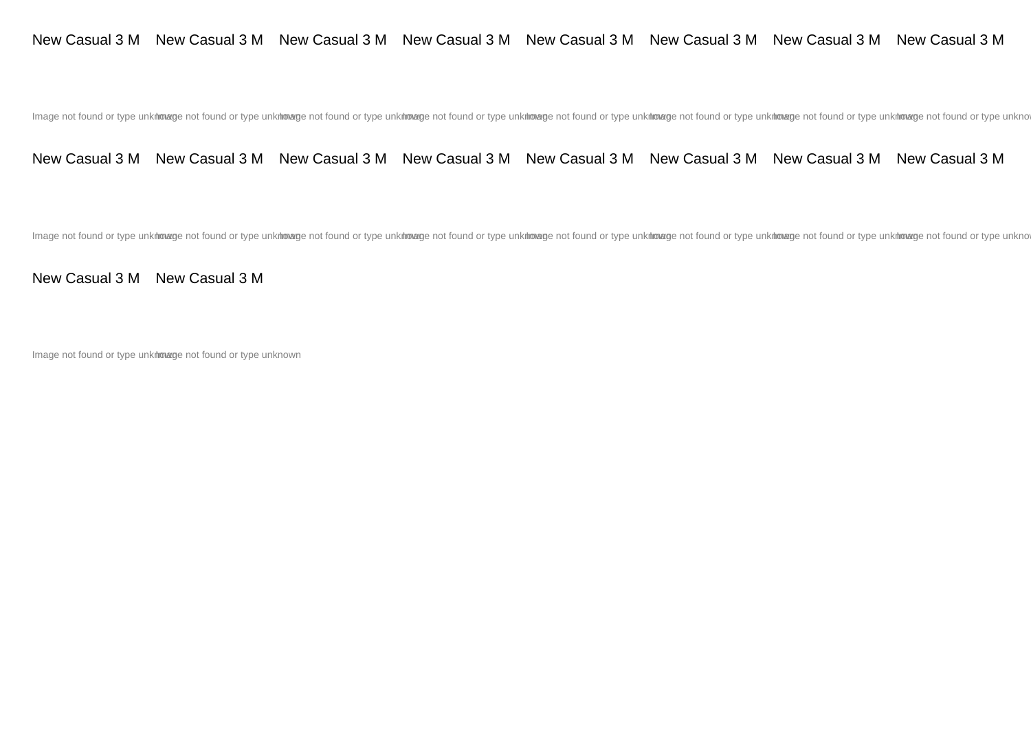New Casual 3 M New Casual 3 M New Casual 3 M New Casual 3 M New Casual 3 M New Casual 3 M New Casual 3 M New Casual 3 M

Image not found or type unknown Image not found or type unknown Image not found or type unknown Image not found or type unknown Image not found or type unknown Image not found or type unknown Image not found or type unknown Image not found or type unknown

New Casual 3 M New Casual 3 M New Casual 3 M New Casual 3 M New Casual 3 M New Casual 3 M New Casual 3 M New Casual 3 M

Image not found or type unknown Image not found or type unknown Image not found or type unknown Image not found or type unknown Image not found or type unknown Image not found or type unknown Image not found or type unknown Image not found or type unknown

New Casual 3 M New Casual 3 M

Image not found or type unknown Image not found or type unknown